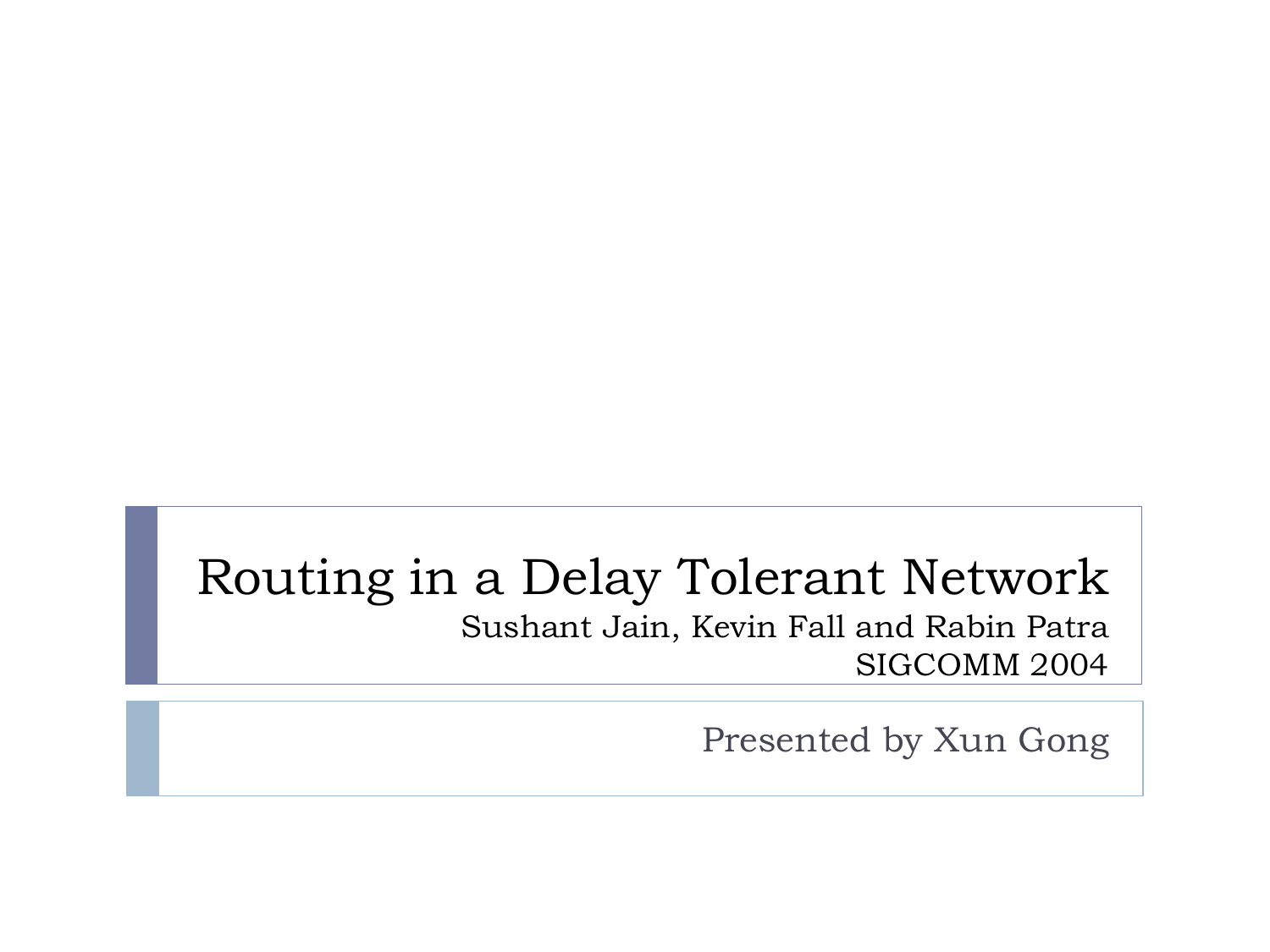# Routing in a Delay Tolerant Network

Sushant Jain, Kevin Fall and Rabin Patra

SIGCOMM 2004

Presented by Xun Gong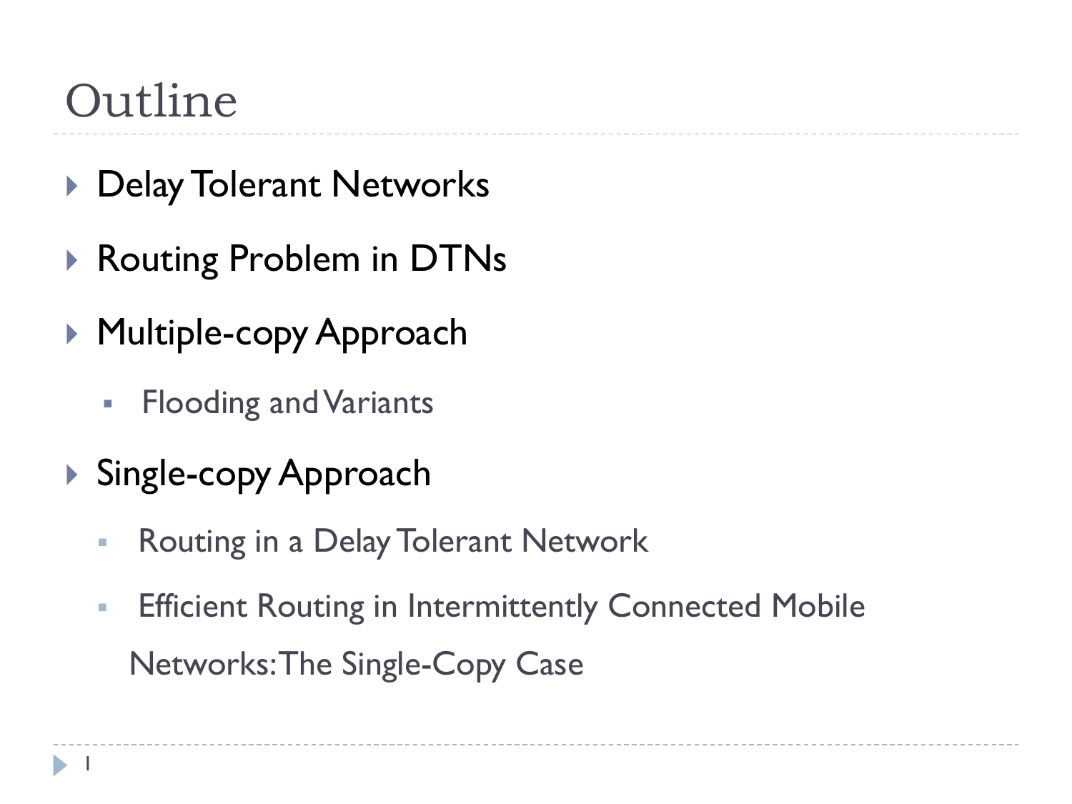# Outline

- Delay Tolerant Networks
- Routing Problem in DTNs
- Multiple-copy Approach
  - Flooding and Variants
- Single-copy Approach
  - Routing in a Delay Tolerant Network
  - Efficient Routing in Intermittently Connected Mobile Networks: The Single-Copy Case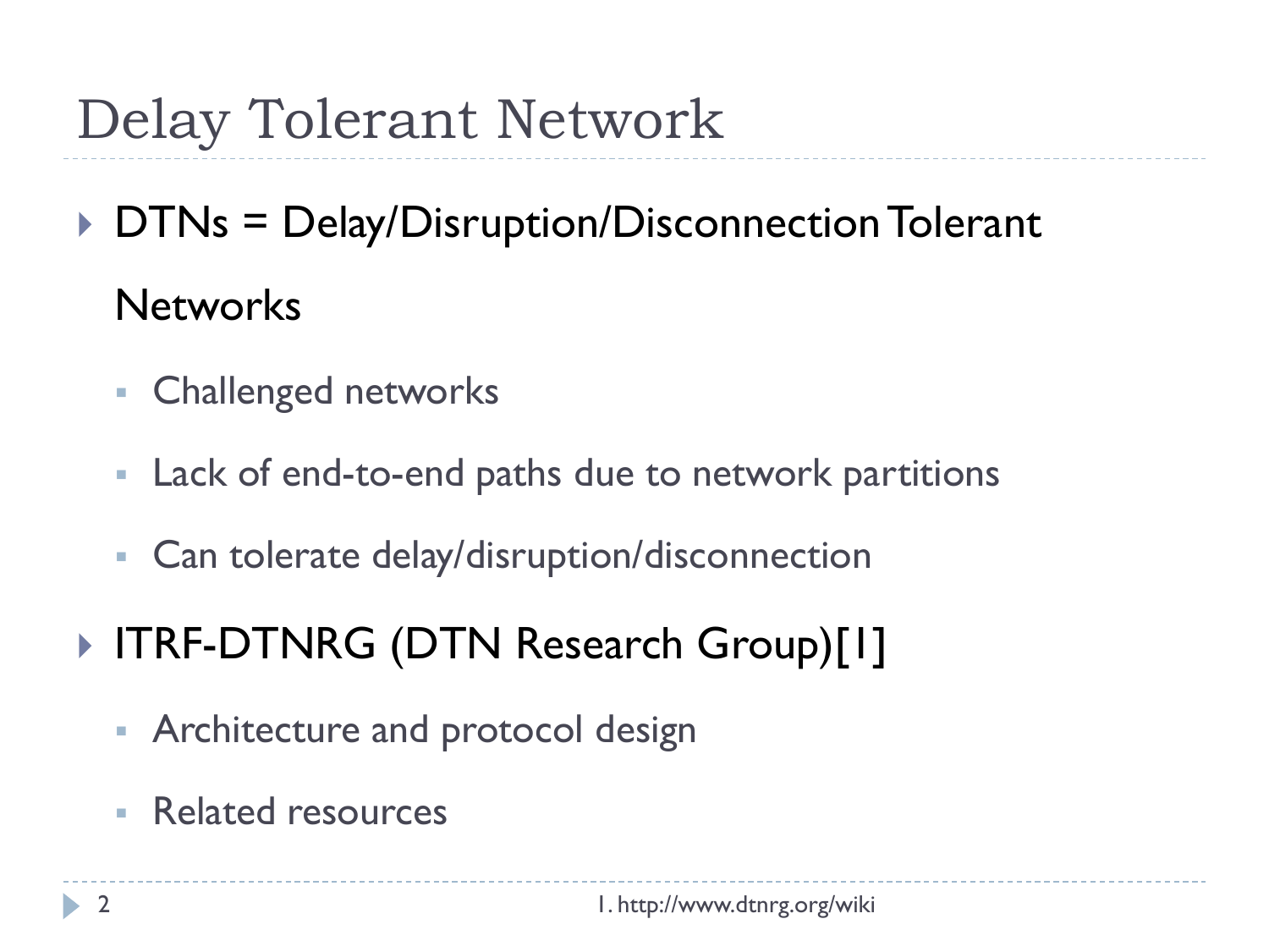# Delay Tolerant Network

- DTNs = Delay/Disruption/Disconnection Tolerant Networks
  - Challenged networks
  - Lack of end-to-end paths due to network partitions
  - Can tolerate delay/disruption/disconnection
- ITRF-DTNRG (DTN Research Group)[1]
  - Architecture and protocol design
  - Related resources

1. http://www.dtnrg.org/wiki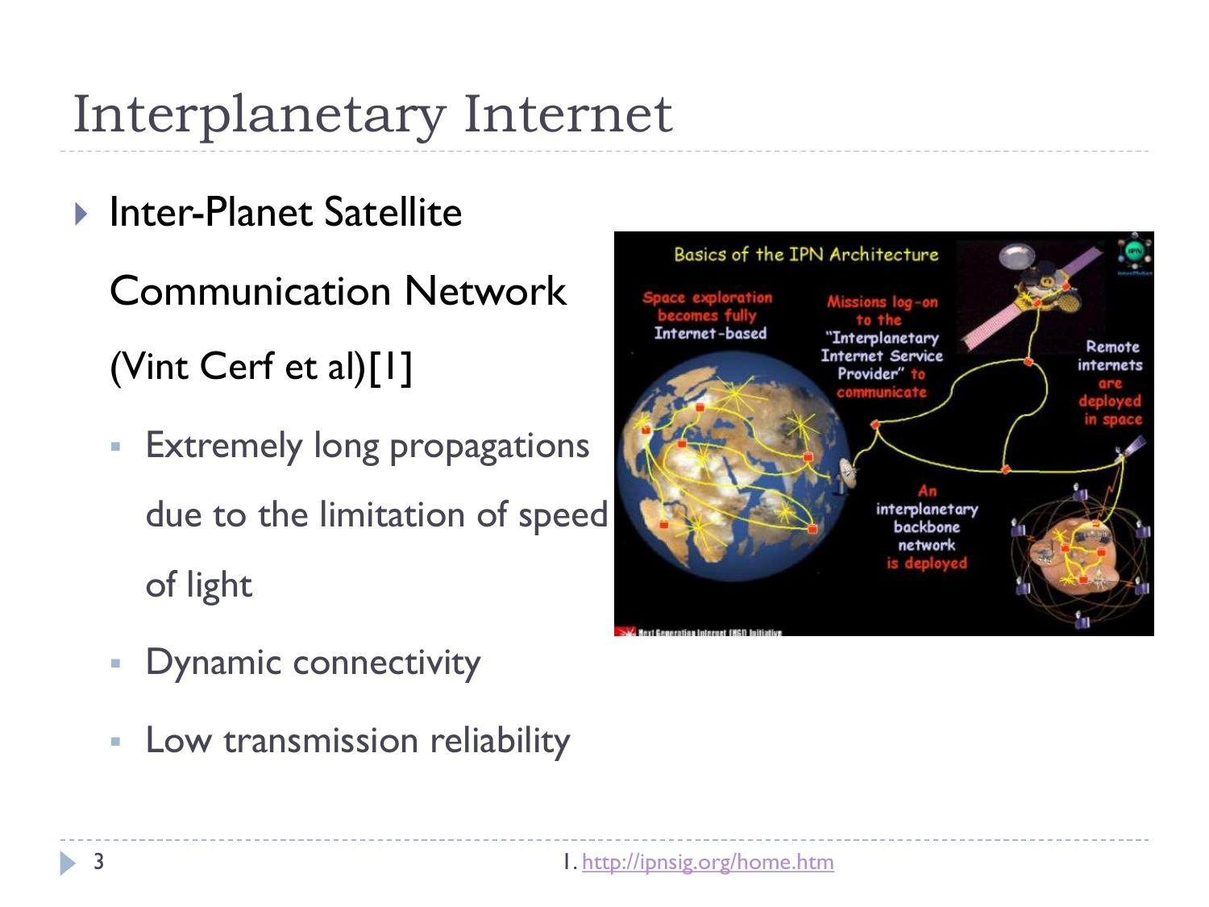# Interplanetary Internet

- Inter-Planet Satellite Communication Network (Vint Cerf et al)[1]
  - Extremely long propagations due to the limitation of speed of light
  - Dynamic connectivity
  - Low transmission reliability

1. http://ipnsig.org/home.htm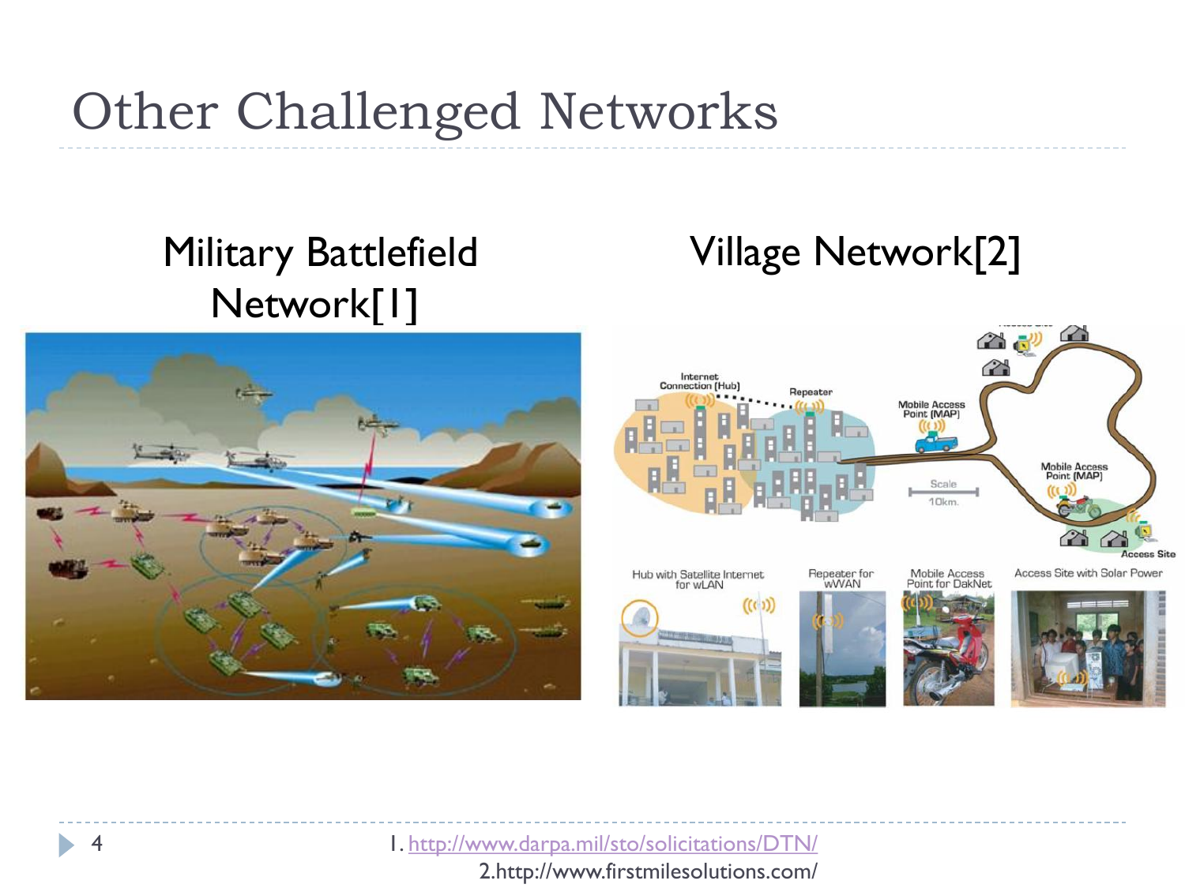# Other Challenged Networks

Military Battlefield Network[1]

Village Network[2]

1. http://www.darpa.mil/sto/solicitations/DTN/
2. http://www.firstmilesolutions.com/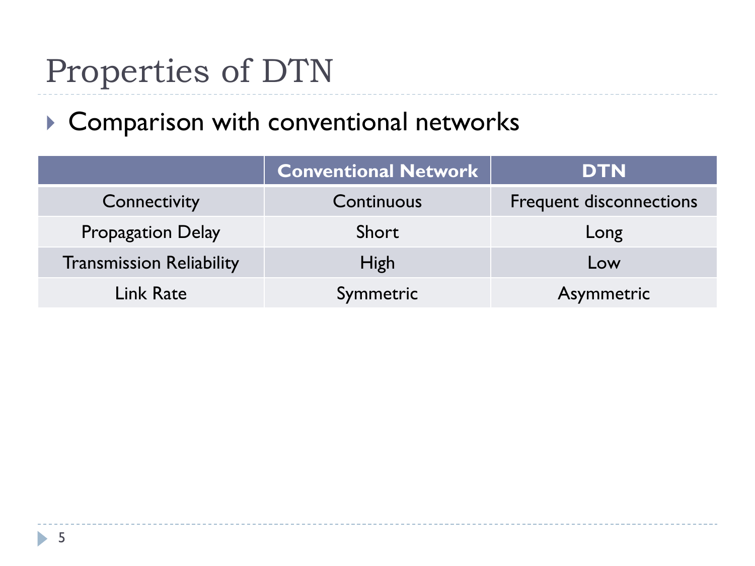# Properties of DTN

- Comparison with conventional networks

| | Conventional Network | DTN |
|---|---|---|
| Connectivity | Continuous | Frequent disconnections |
| Propagation Delay | Short | Long |
| Transmission Reliability | High | Low |
| Link Rate | Symmetric | Asymmetric |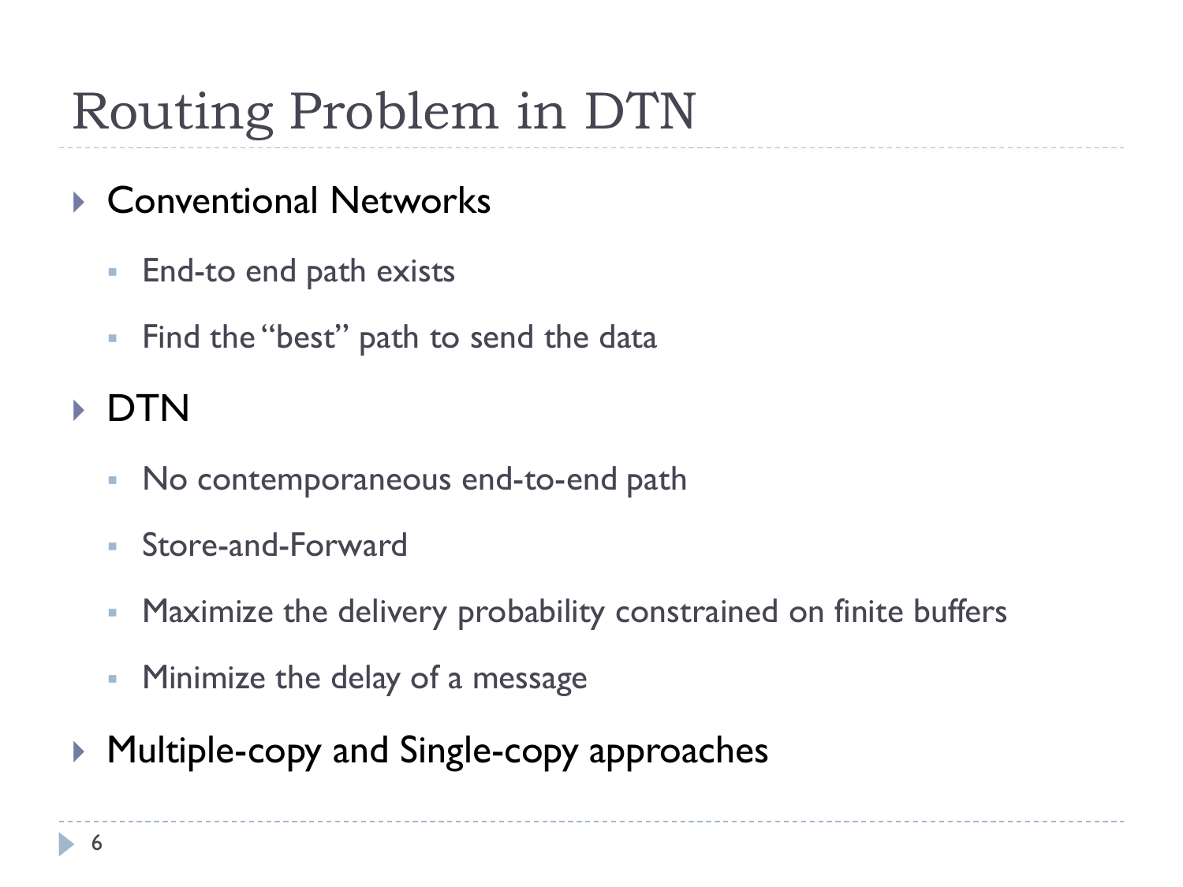# Routing Problem in DTN

- Conventional Networks
  - End-to end path exists
  - Find the "best" path to send the data
- DTN
  - No contemporaneous end-to-end path
  - Store-and-Forward
  - Maximize the delivery probability constrained on finite buffers
  - Minimize the delay of a message
- Multiple-copy and Single-copy approaches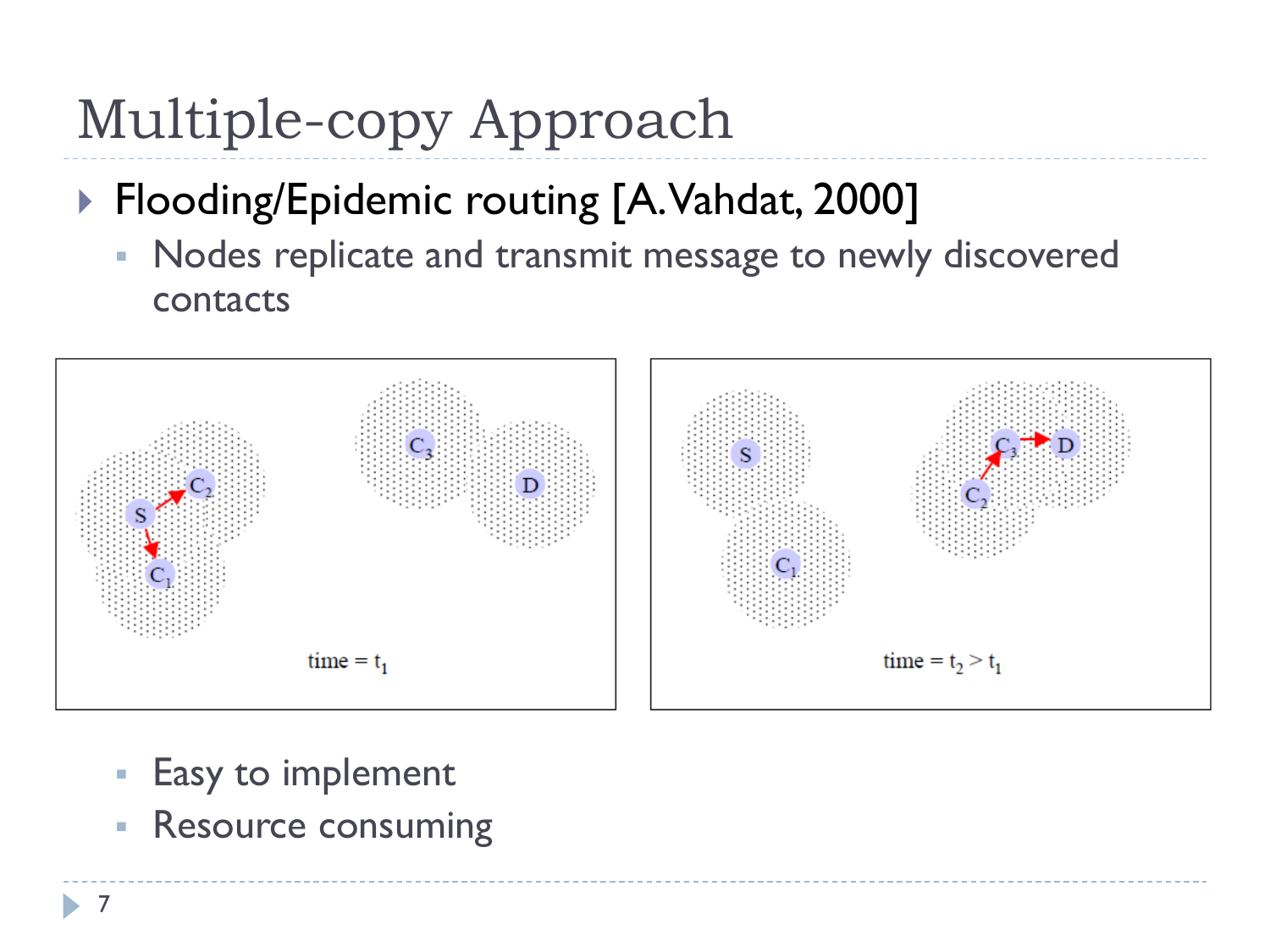# Multiple-copy Approach

- Flooding/Epidemic routing [A. Vahdat, 2000]
  - Nodes replicate and transmit message to newly discovered contacts

time = $t_1$

time = $t_2 > t_1$

  - Easy to implement
  - Resource consuming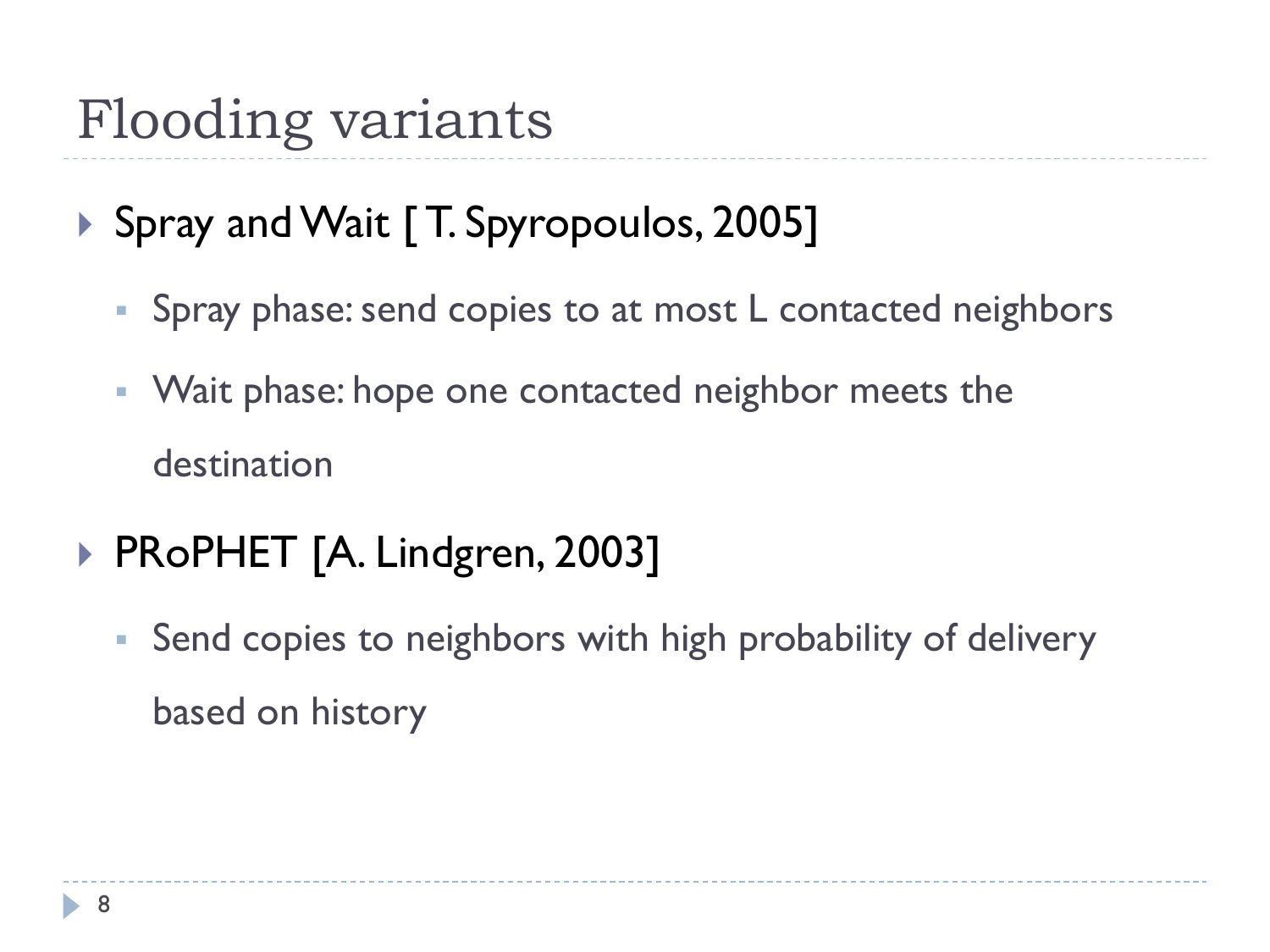# Flooding variants

- Spray and Wait [ T. Spyropoulos, 2005]
  - Spray phase: send copies to at most L contacted neighbors
  - Wait phase: hope one contacted neighbor meets the destination
- PRoPHET [A. Lindgren, 2003]
  - Send copies to neighbors with high probability of delivery based on history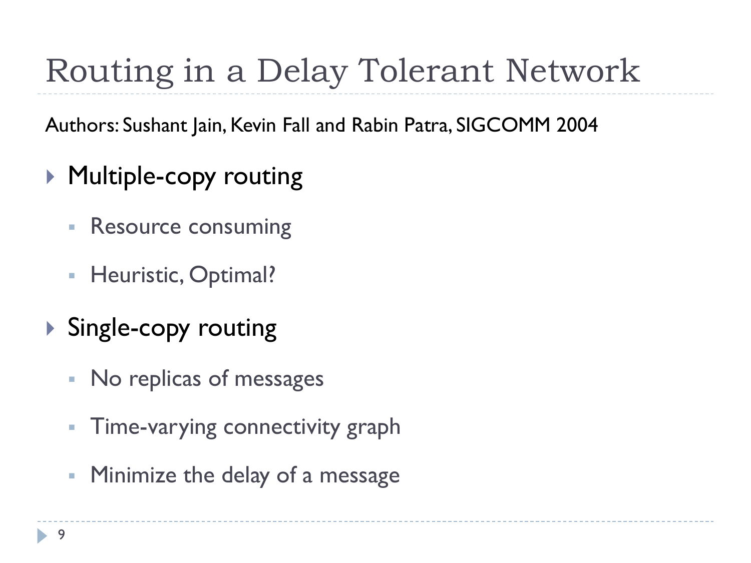# Routing in a Delay Tolerant Network

Authors: Sushant Jain, Kevin Fall and Rabin Patra, SIGCOMM 2004

- Multiple-copy routing
  - Resource consuming
  - Heuristic, Optimal?
- Single-copy routing
  - No replicas of messages
  - Time-varying connectivity graph
  - Minimize the delay of a message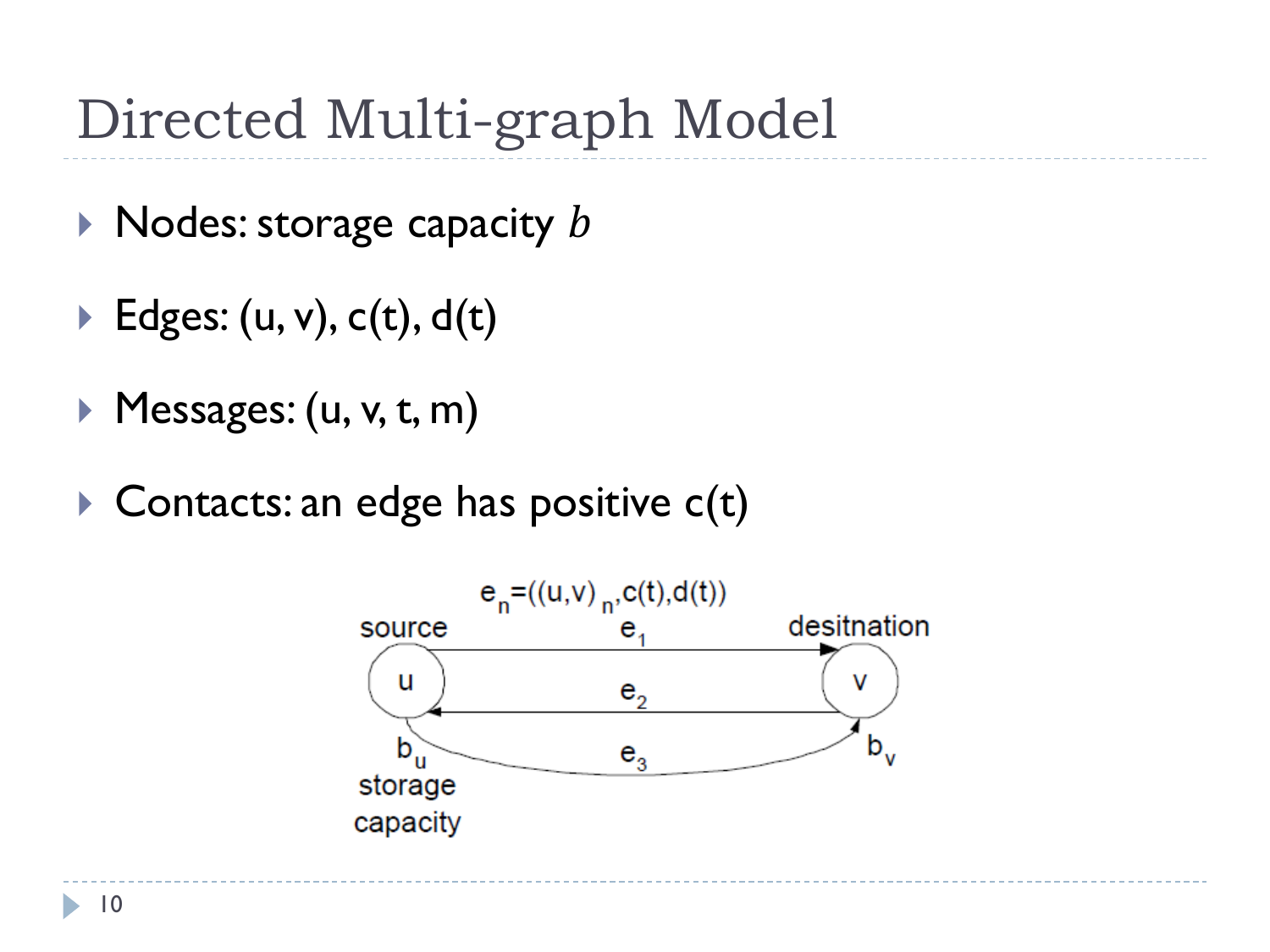# Directed Multi-graph Model

- Nodes: storage capacity $b$
- Edges: (u, v), c(t), d(t)
- Messages: (u, v, t, m)
- Contacts: an edge has positive c(t)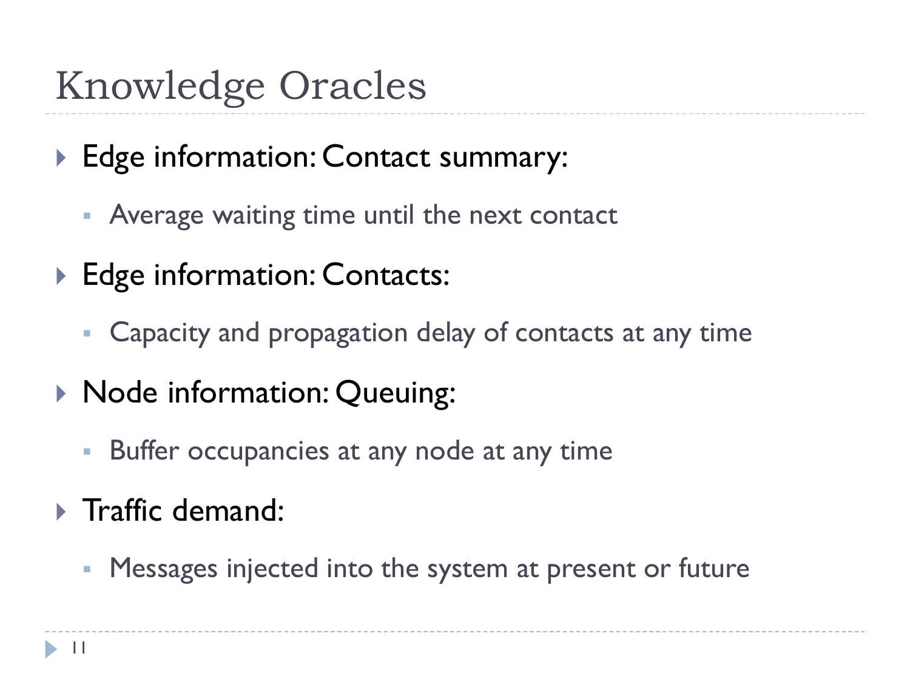# Knowledge Oracles

- Edge information: Contact summary:
  - Average waiting time until the next contact
- Edge information: Contacts:
  - Capacity and propagation delay of contacts at any time
- Node information: Queuing:
  - Buffer occupancies at any node at any time
- Traffic demand:
  - Messages injected into the system at present or future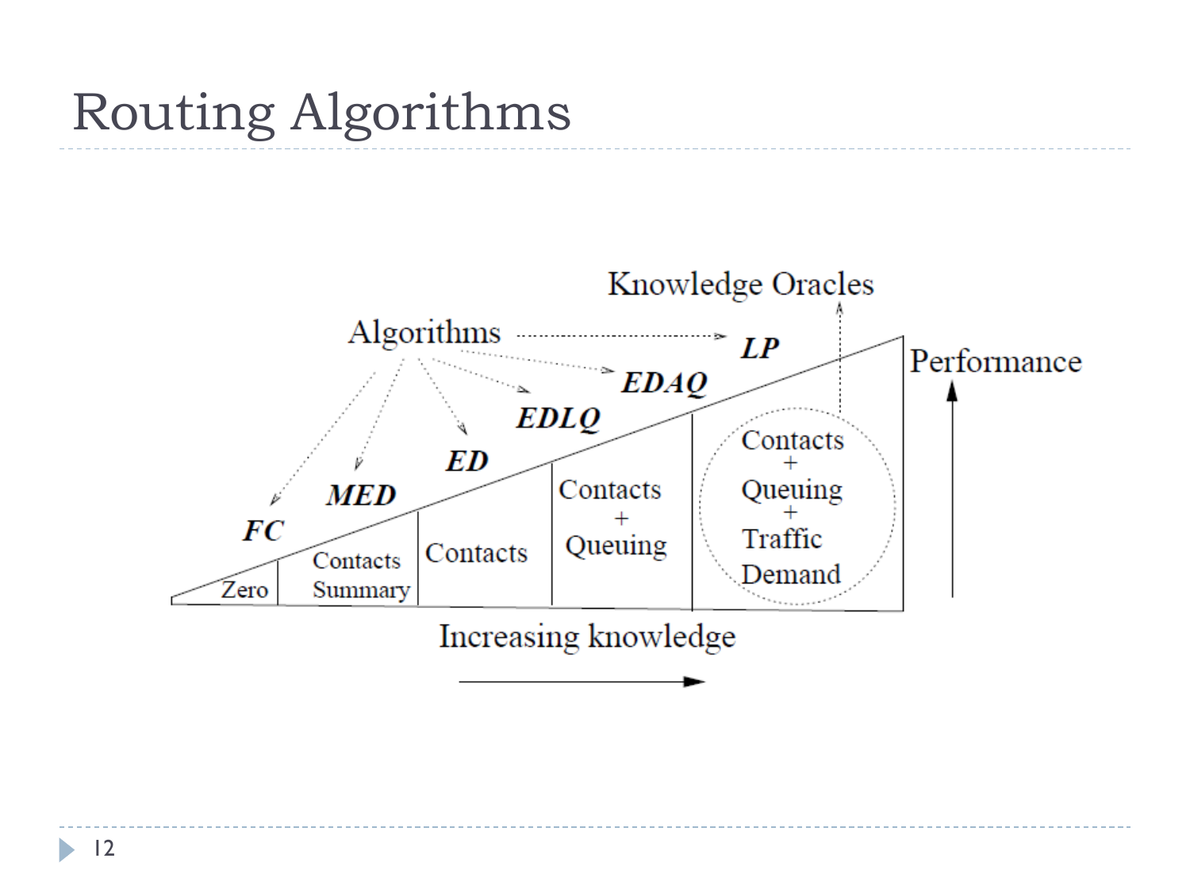# Routing Algorithms

Knowledge Oracles

Algorithms

*LP*

*EDAQ*

*EDLQ*

*ED*

*MED*

*FC*

Performance

Zero

Contacts Summary

Contacts

Contacts + Queuing

Contacts + Queuing + Traffic Demand

Increasing knowledge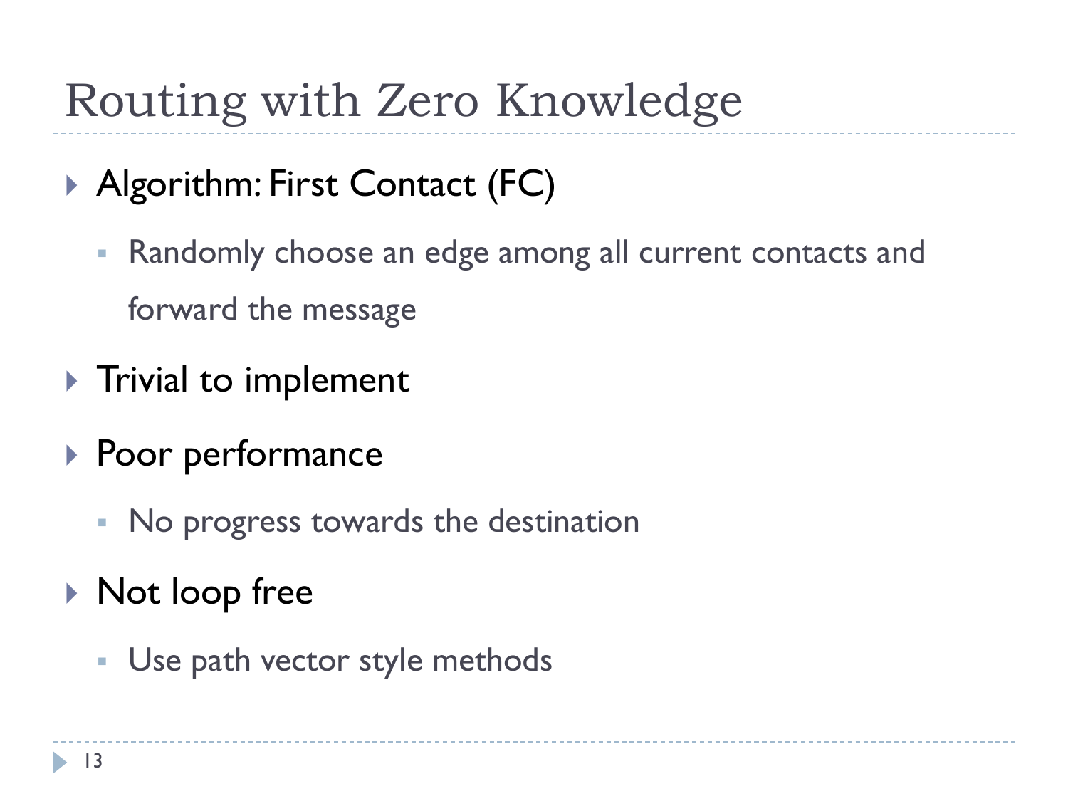# Routing with Zero Knowledge

- Algorithm: First Contact (FC)
  - Randomly choose an edge among all current contacts and forward the message
- Trivial to implement
- Poor performance
  - No progress towards the destination
- Not loop free
  - Use path vector style methods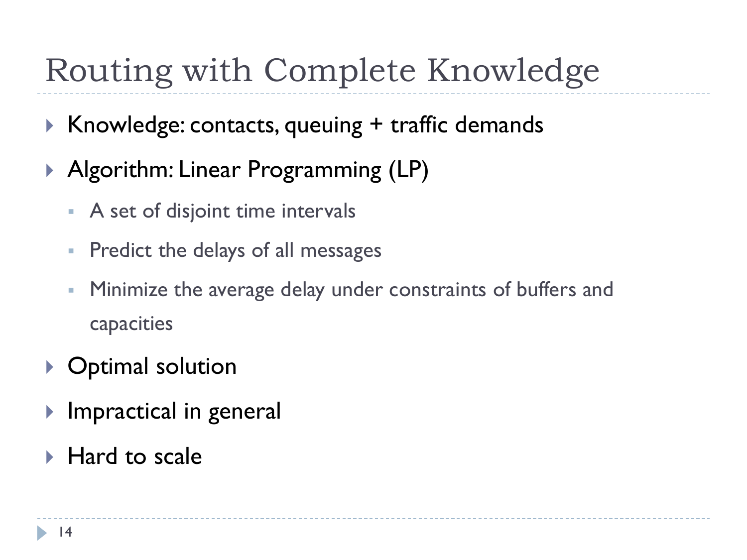# Routing with Complete Knowledge

- Knowledge: contacts, queuing + traffic demands
- Algorithm: Linear Programming (LP)
  - A set of disjoint time intervals
  - Predict the delays of all messages
  - Minimize the average delay under constraints of buffers and capacities
- Optimal solution
- Impractical in general
- Hard to scale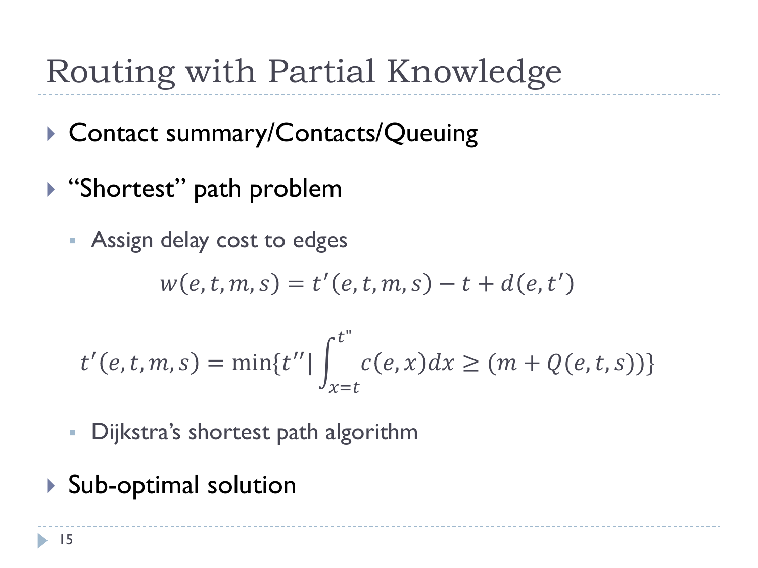# Routing with Partial Knowledge

- Contact summary/Contacts/Queuing
- "Shortest" path problem
  - Assign delay cost to edges

$$w(e,t,m,s) = t'(e,t,m,s) - t + d(e,t')$$

$$t'(e,t,m,s) = \min\{t'' \mid \int_{x=t}^{t''} c(e,x)dx \geq (m + Q(e,t,s))\}$$

  - Dijkstra's shortest path algorithm
- Sub-optimal solution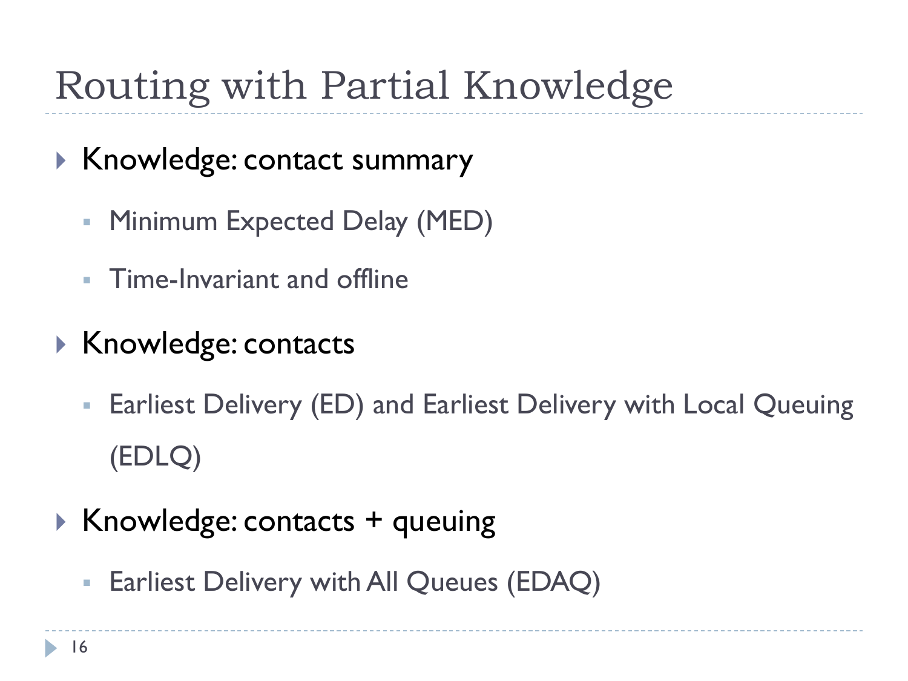# Routing with Partial Knowledge

- Knowledge: contact summary
  - Minimum Expected Delay (MED)
  - Time-Invariant and offline
- Knowledge: contacts
  - Earliest Delivery (ED) and Earliest Delivery with Local Queuing (EDLQ)
- Knowledge: contacts + queuing
  - Earliest Delivery with All Queues (EDAQ)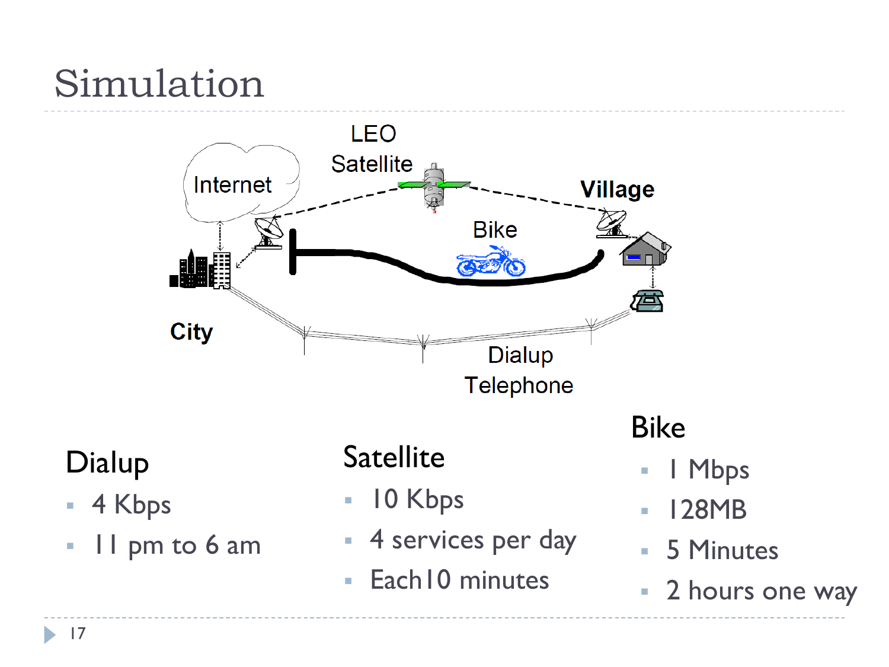# Simulation

LEO Satellite

Internet

Village

Bike

City

Dialup Telephone

### Dialup

- 4 Kbps
- 11 pm to 6 am

### Satellite

- 10 Kbps
- 4 services per day
- Each10 minutes

### Bike

- 1 Mbps
- 128MB
- 5 Minutes
- 2 hours one way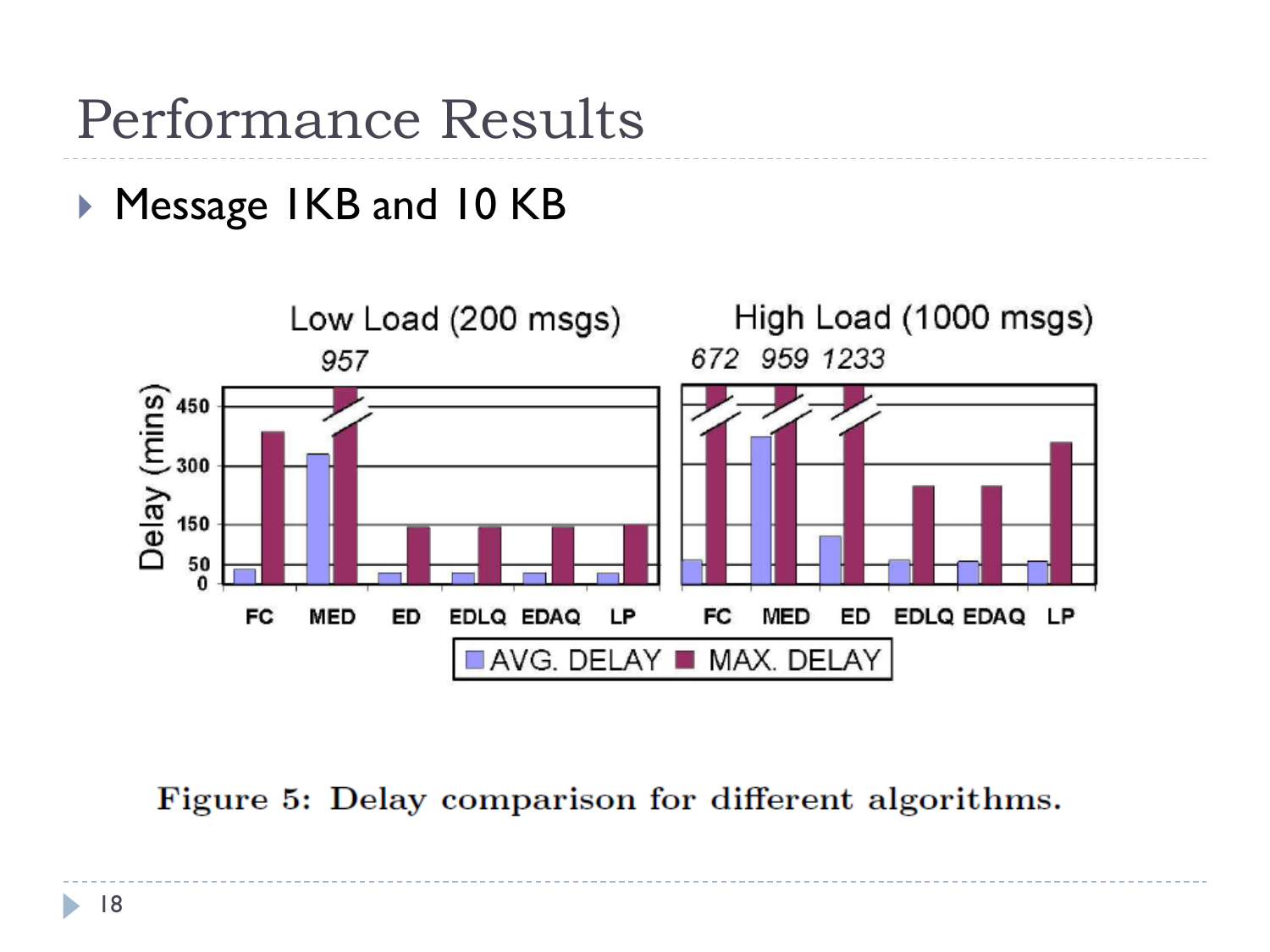# Performance Results

- Message 1KB and 10 KB

Figure 5: Delay comparison for different algorithms.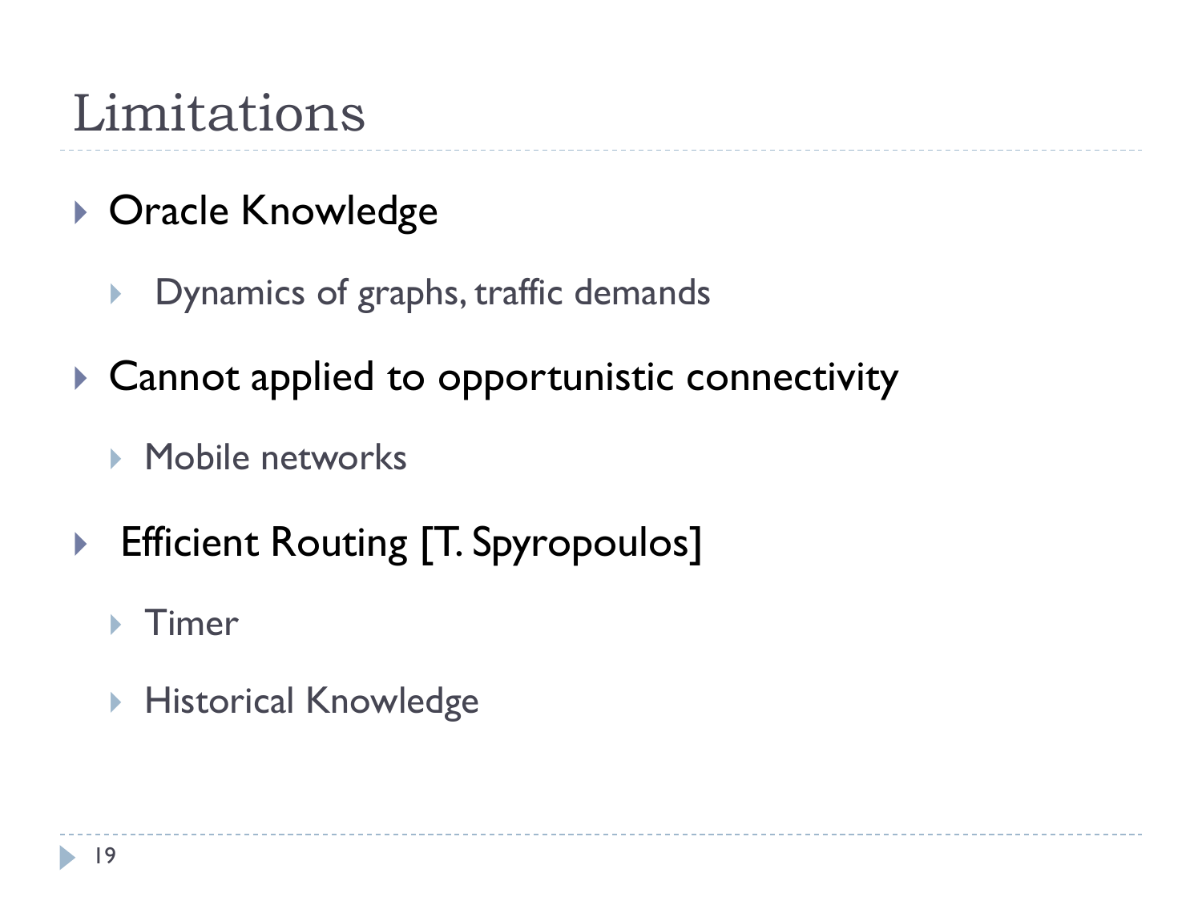# Limitations

- Oracle Knowledge
  - Dynamics of graphs, traffic demands
- Cannot applied to opportunistic connectivity
  - Mobile networks
- Efficient Routing [T. Spyropoulos]
  - Timer
  - Historical Knowledge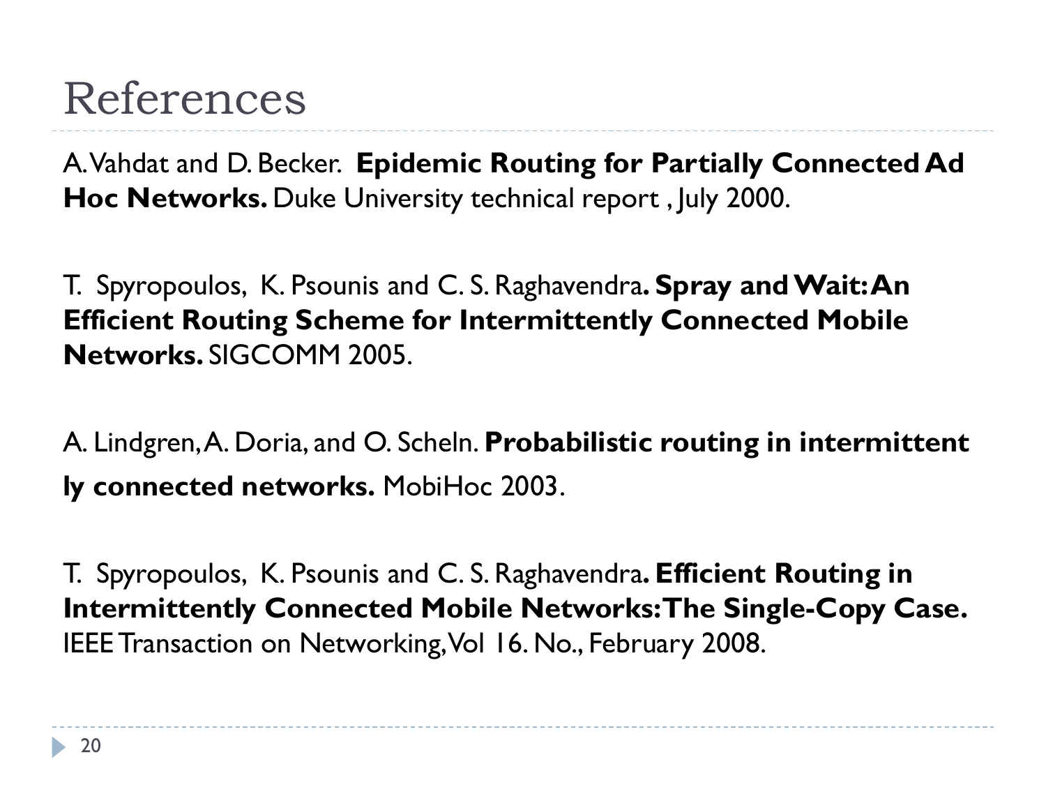# References

A. Vahdat and D. Becker. **Epidemic Routing for Partially Connected Ad Hoc Networks.** Duke University technical report , July 2000.

T. Spyropoulos, K. Psounis and C. S. Raghavendra**. Spray and Wait: An Efficient Routing Scheme for Intermittently Connected Mobile Networks.** SIGCOMM 2005.

A. Lindgren, A. Doria, and O. Scheln. **Probabilistic routing in intermittent ly connected networks.** MobiHoc 2003.

T. Spyropoulos, K. Psounis and C. S. Raghavendra**. Efficient Routing in Intermittently Connected Mobile Networks: The Single-Copy Case.** IEEE Transaction on Networking, Vol 16. No., February 2008.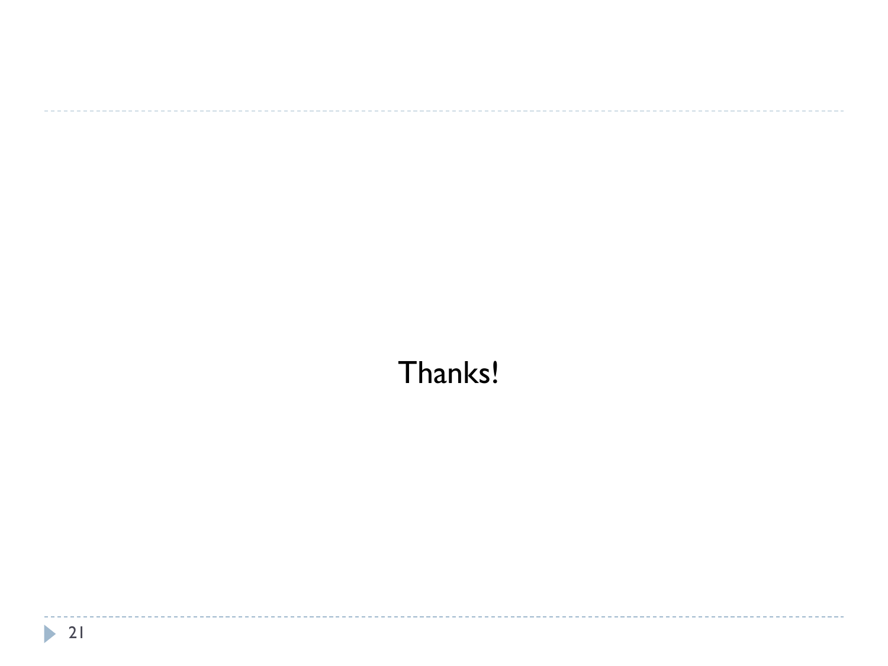Thanks!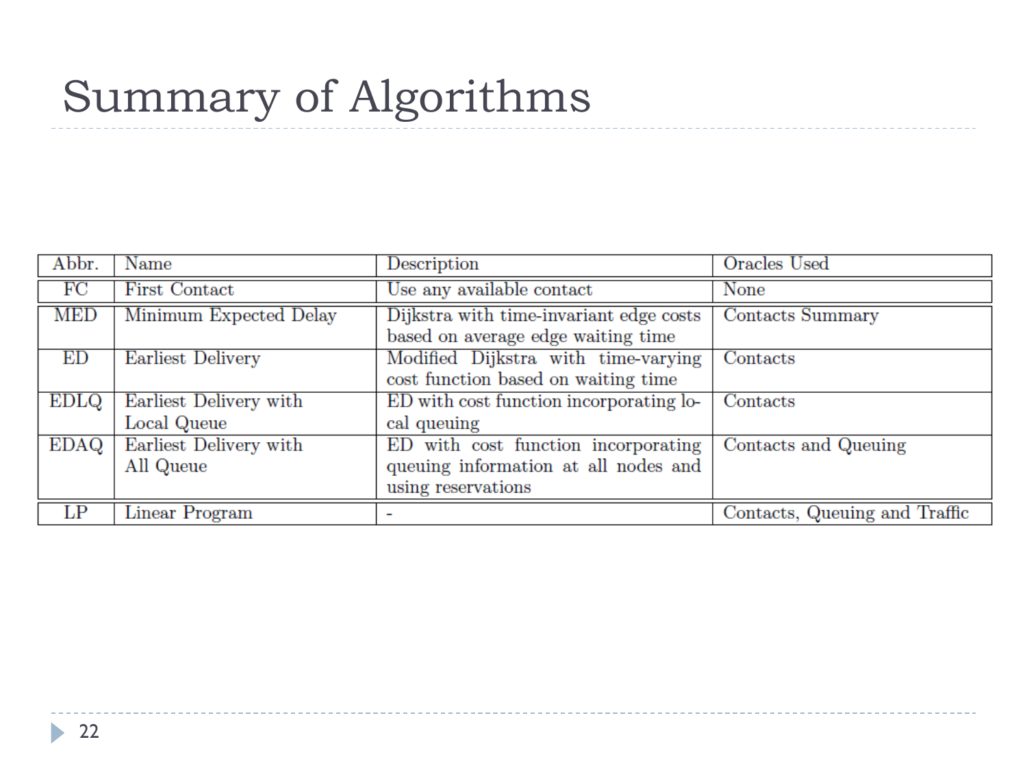# Summary of Algorithms

| Abbr. | Name | Description | Oracles Used |
|---|---|---|---|
| FC | First Contact | Use any available contact | None |
| MED | Minimum Expected Delay | Dijkstra with time-invariant edge costs based on average edge waiting time | Contacts Summary |
| ED | Earliest Delivery | Modified Dijkstra with time-varying cost function based on waiting time | Contacts |
| EDLQ | Earliest Delivery with Local Queue | ED with cost function incorporating local queuing | Contacts |
| EDAQ | Earliest Delivery with All Queue | ED with cost function incorporating queuing information at all nodes and using reservations | Contacts and Queuing |
| LP | Linear Program | - | Contacts, Queuing and Traffic |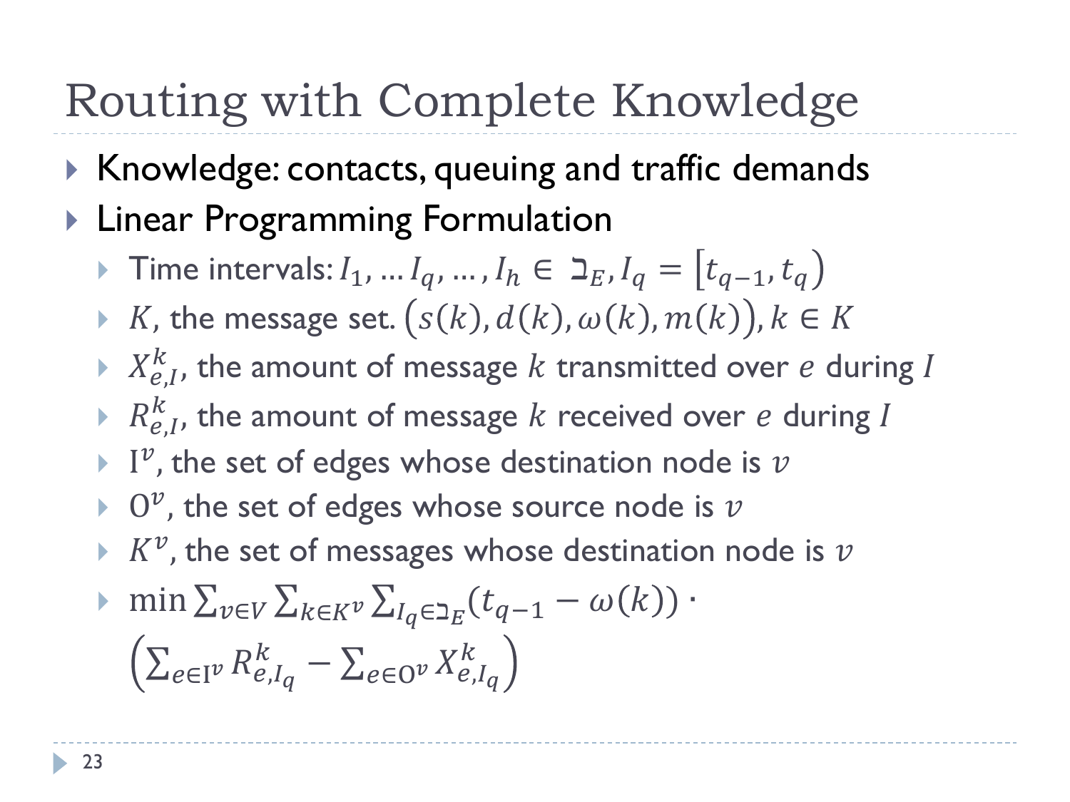# Routing with Complete Knowledge

- Knowledge: contacts, queuing and traffic demands
- Linear Programming Formulation
  - Time intervals: $I_1, \ldots I_q, \ldots, I_h \in \beth_E, I_q = [t_{q-1}, t_q)$
  - $K$, the message set. $(s(k), d(k), \omega(k), m(k)), k \in K$
  - $X_{e,I}^k$, the amount of message $k$ transmitted over $e$ during $I$
  - $R_{e,I}^k$, the amount of message $k$ received over $e$ during $I$
  - $\mathrm{I}^v$, the set of edges whose destination node is $v$
  - $\mathrm{O}^v$, the set of edges whose source node is $v$
  - $K^v$, the set of messages whose destination node is $v$
  - $\min \sum_{v \in V} \sum_{k \in K^v} \sum_{I_q \in \beth_E} (t_{q-1} - \omega(k)) \cdot \left( \sum_{e \in \mathrm{I}^v} R_{e,I_q}^k - \sum_{e \in \mathrm{O}^v} X_{e,I_q}^k \right)$